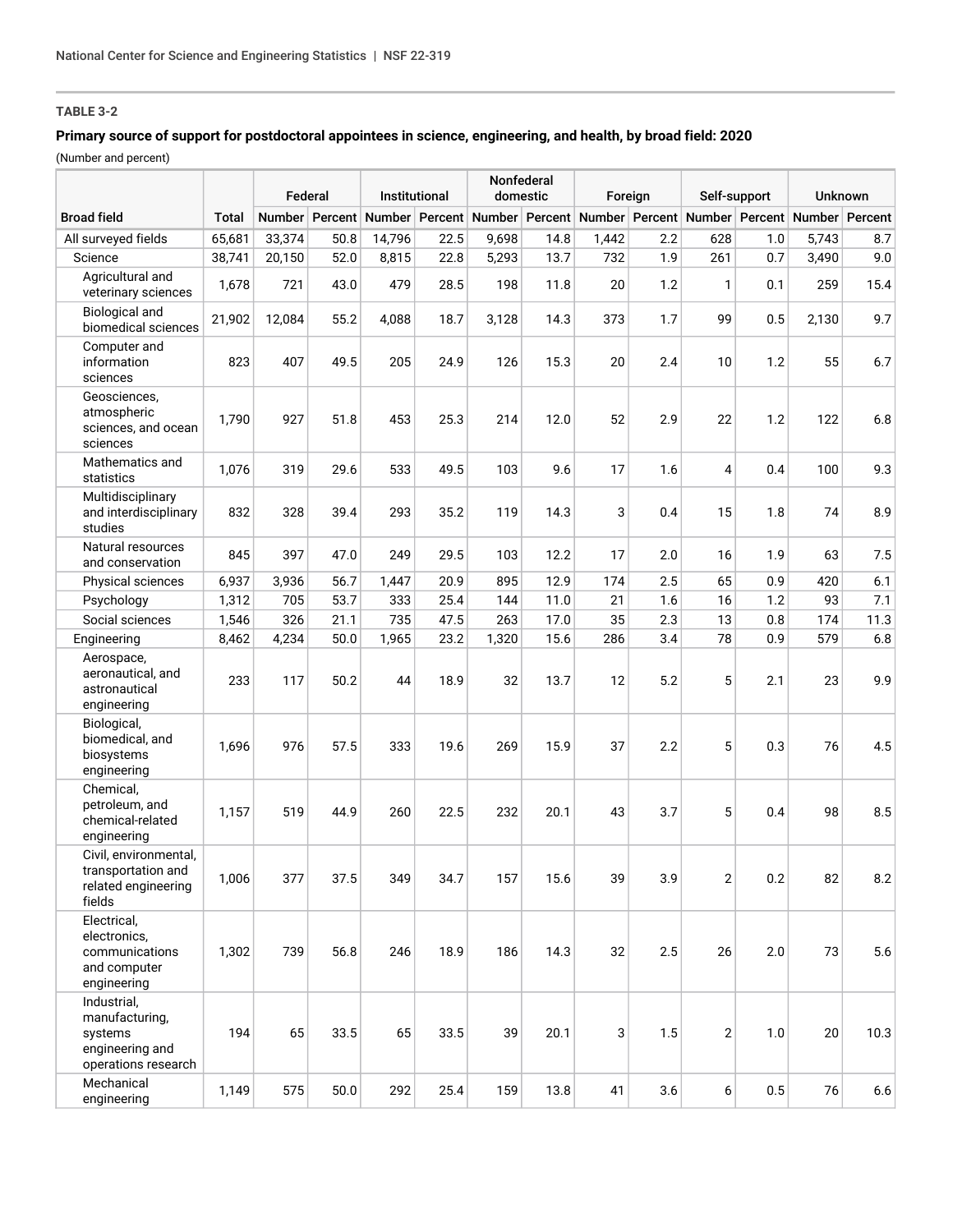**TABLE 3-2**

**Primary source of support for postdoctoral appointees in science, engineering, and health, by broad field: 2020**

(Number and percent)

| Broad field | Total | Federal | | Institutional | | Nonfederal domestic | | Foreign | | Self-support | | Unknown | |
|---|---|---|---|---|---|---|---|---|---|---|---|---|---|
| | | Number | Percent | Number | Percent | Number | Percent | Number | Percent | Number | Percent | Number | Percent |
| All surveyed fields | 65,681 | 33,374 | 50.8 | 14,796 | 22.5 | 9,698 | 14.8 | 1,442 | 2.2 | 628 | 1.0 | 5,743 | 8.7 |
| Science | 38,741 | 20,150 | 52.0 | 8,815 | 22.8 | 5,293 | 13.7 | 732 | 1.9 | 261 | 0.7 | 3,490 | 9.0 |
| Agricultural and veterinary sciences | 1,678 | 721 | 43.0 | 479 | 28.5 | 198 | 11.8 | 20 | 1.2 | 1 | 0.1 | 259 | 15.4 |
| Biological and biomedical sciences | 21,902 | 12,084 | 55.2 | 4,088 | 18.7 | 3,128 | 14.3 | 373 | 1.7 | 99 | 0.5 | 2,130 | 9.7 |
| Computer and information sciences | 823 | 407 | 49.5 | 205 | 24.9 | 126 | 15.3 | 20 | 2.4 | 10 | 1.2 | 55 | 6.7 |
| Geosciences, atmospheric sciences, and ocean sciences | 1,790 | 927 | 51.8 | 453 | 25.3 | 214 | 12.0 | 52 | 2.9 | 22 | 1.2 | 122 | 6.8 |
| Mathematics and statistics | 1,076 | 319 | 29.6 | 533 | 49.5 | 103 | 9.6 | 17 | 1.6 | 4 | 0.4 | 100 | 9.3 |
| Multidisciplinary and interdisciplinary studies | 832 | 328 | 39.4 | 293 | 35.2 | 119 | 14.3 | 3 | 0.4 | 15 | 1.8 | 74 | 8.9 |
| Natural resources and conservation | 845 | 397 | 47.0 | 249 | 29.5 | 103 | 12.2 | 17 | 2.0 | 16 | 1.9 | 63 | 7.5 |
| Physical sciences | 6,937 | 3,936 | 56.7 | 1,447 | 20.9 | 895 | 12.9 | 174 | 2.5 | 65 | 0.9 | 420 | 6.1 |
| Psychology | 1,312 | 705 | 53.7 | 333 | 25.4 | 144 | 11.0 | 21 | 1.6 | 16 | 1.2 | 93 | 7.1 |
| Social sciences | 1,546 | 326 | 21.1 | 735 | 47.5 | 263 | 17.0 | 35 | 2.3 | 13 | 0.8 | 174 | 11.3 |
| Engineering | 8,462 | 4,234 | 50.0 | 1,965 | 23.2 | 1,320 | 15.6 | 286 | 3.4 | 78 | 0.9 | 579 | 6.8 |
| Aerospace, aeronautical, and astronautical engineering | 233 | 117 | 50.2 | 44 | 18.9 | 32 | 13.7 | 12 | 5.2 | 5 | 2.1 | 23 | 9.9 |
| Biological, biomedical, and biosystems engineering | 1,696 | 976 | 57.5 | 333 | 19.6 | 269 | 15.9 | 37 | 2.2 | 5 | 0.3 | 76 | 4.5 |
| Chemical, petroleum, and chemical-related engineering | 1,157 | 519 | 44.9 | 260 | 22.5 | 232 | 20.1 | 43 | 3.7 | 5 | 0.4 | 98 | 8.5 |
| Civil, environmental, transportation and related engineering fields | 1,006 | 377 | 37.5 | 349 | 34.7 | 157 | 15.6 | 39 | 3.9 | 2 | 0.2 | 82 | 8.2 |
| Electrical, electronics, communications and computer engineering | 1,302 | 739 | 56.8 | 246 | 18.9 | 186 | 14.3 | 32 | 2.5 | 26 | 2.0 | 73 | 5.6 |
| Industrial, manufacturing, systems engineering and operations research | 194 | 65 | 33.5 | 65 | 33.5 | 39 | 20.1 | 3 | 1.5 | 2 | 1.0 | 20 | 10.3 |
| Mechanical engineering | 1,149 | 575 | 50.0 | 292 | 25.4 | 159 | 13.8 | 41 | 3.6 | 6 | 0.5 | 76 | 6.6 |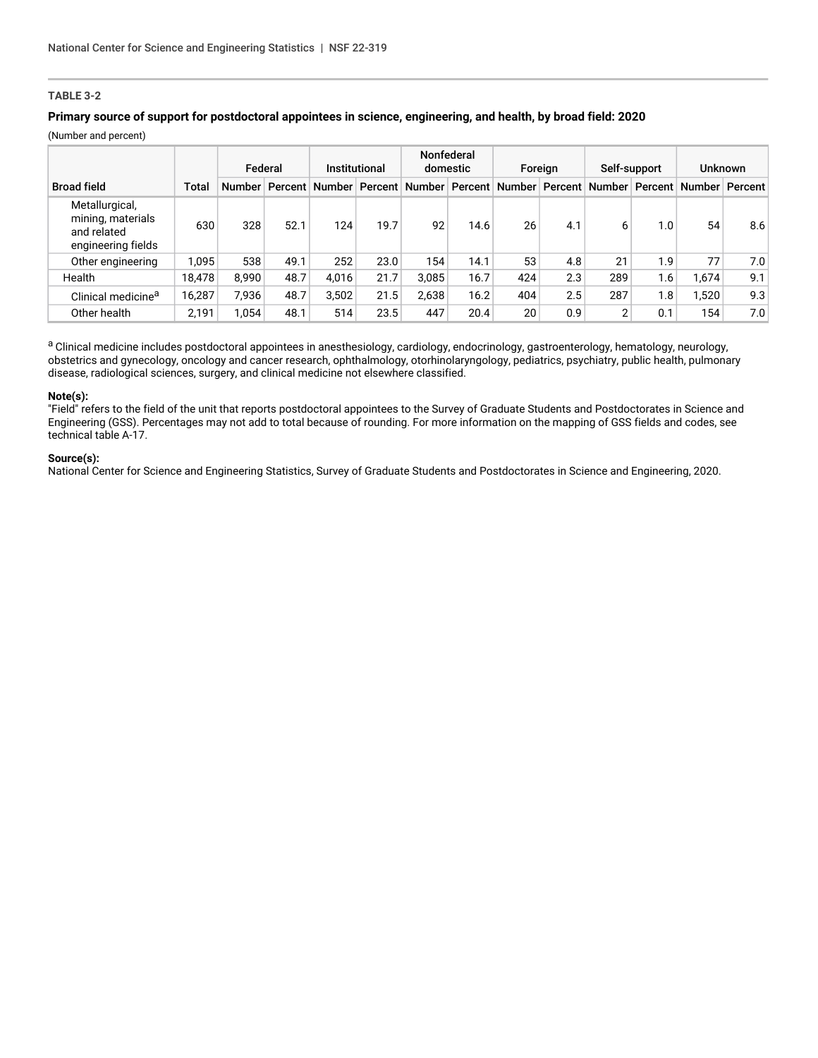TABLE 3-2

**Primary source of support for postdoctoral appointees in science, engineering, and health, by broad field: 2020**

(Number and percent)

| | | Federal | | Institutional | | Nonfederal domestic | | Foreign | | Self-support | | Unknown | |
|---|---|---|---|---|---|---|---|---|---|---|---|---|---|
| Broad field | Total | Number | Percent | Number | Percent | Number | Percent | Number | Percent | Number | Percent | Number | Percent |
| Metallurgical, mining, materials and related engineering fields | 630 | 328 | 52.1 | 124 | 19.7 | 92 | 14.6 | 26 | 4.1 | 6 | 1.0 | 54 | 8.6 |
| Other engineering | 1,095 | 538 | 49.1 | 252 | 23.0 | 154 | 14.1 | 53 | 4.8 | 21 | 1.9 | 77 | 7.0 |
| Health | 18,478 | 8,990 | 48.7 | 4,016 | 21.7 | 3,085 | 16.7 | 424 | 2.3 | 289 | 1.6 | 1,674 | 9.1 |
| Clinical medicine[a] | 16,287 | 7,936 | 48.7 | 3,502 | 21.5 | 2,638 | 16.2 | 404 | 2.5 | 287 | 1.8 | 1,520 | 9.3 |
| Other health | 2,191 | 1,054 | 48.1 | 514 | 23.5 | 447 | 20.4 | 20 | 0.9 | 2 | 0.1 | 154 | 7.0 |

[a] Clinical medicine includes postdoctoral appointees in anesthesiology, cardiology, endocrinology, gastroenterology, hematology, neurology, obstetrics and gynecology, oncology and cancer research, ophthalmology, otorhinolaryngology, pediatrics, psychiatry, public health, pulmonary disease, radiological sciences, surgery, and clinical medicine not elsewhere classified.

**Note(s):**
"Field" refers to the field of the unit that reports postdoctoral appointees to the Survey of Graduate Students and Postdoctorates in Science and Engineering (GSS). Percentages may not add to total because of rounding. For more information on the mapping of GSS fields and codes, see technical table A-17.

**Source(s):**
National Center for Science and Engineering Statistics, Survey of Graduate Students and Postdoctorates in Science and Engineering, 2020.